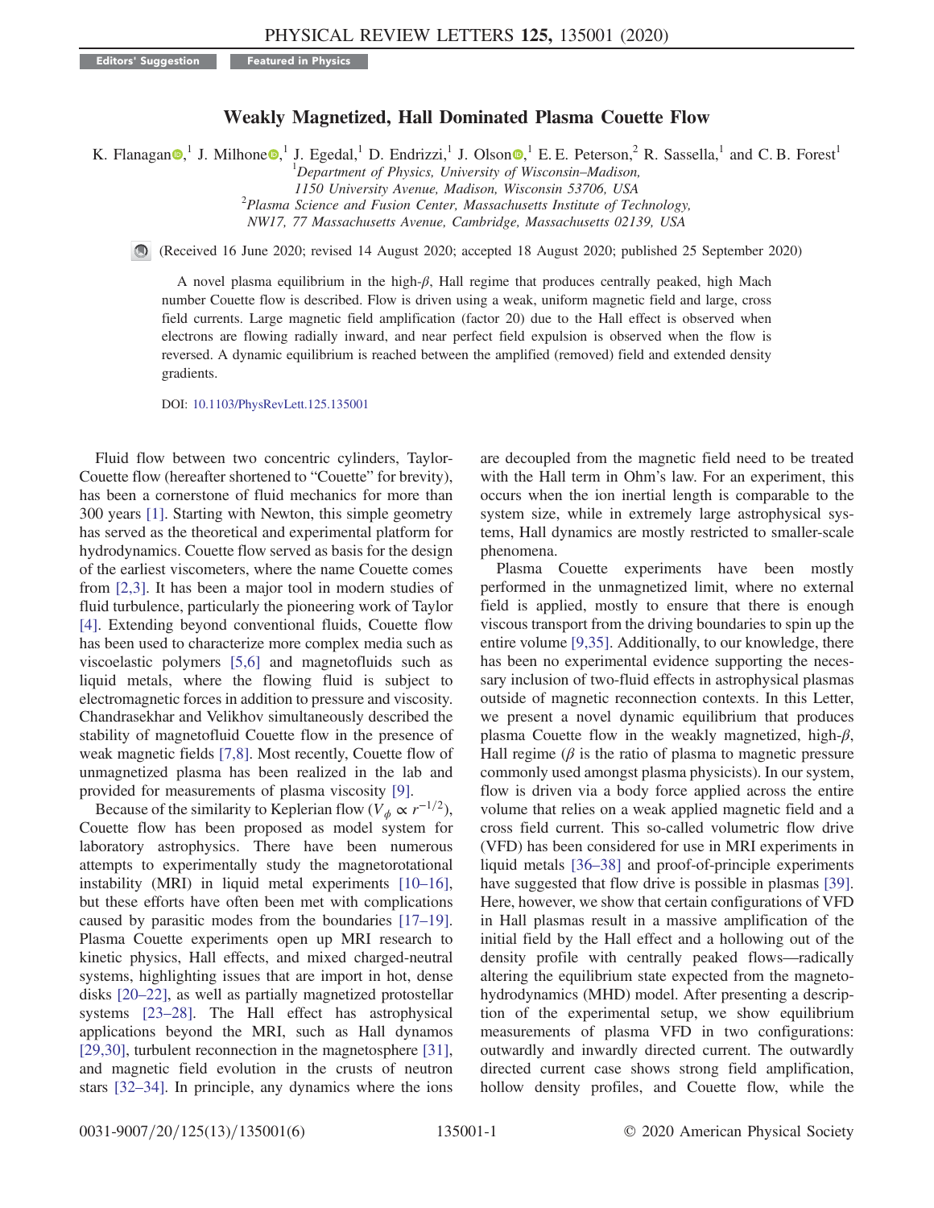Editors' Suggestion | Featured in Physics

# Weakly Magnetized, Hall Dominated Plasma Couette Flow

K. Flanagan,[1] J. Milhone,[1] J. Egedal,[1] D. Endrizzi,[1] J. Olson,[1] E. E. Peterson,[2] R. Sassella,[1] and C. B. Forest[1]

[1]*Department of Physics, University of Wisconsin–Madison, 1150 University Avenue, Madison, Wisconsin 53706, USA*

[2]*Plasma Science and Fusion Center, Massachusetts Institute of Technology, NW17, 77 Massachusetts Avenue, Cambridge, Massachusetts 02139, USA*

(Received 16 June 2020; revised 14 August 2020; accepted 18 August 2020; published 25 September 2020)

A novel plasma equilibrium in the high-$\beta$, Hall regime that produces centrally peaked, high Mach number Couette flow is described. Flow is driven using a weak, uniform magnetic field and large, cross field currents. Large magnetic field amplification (factor 20) due to the Hall effect is observed when electrons are flowing radially inward, and near perfect field expulsion is observed when the flow is reversed. A dynamic equilibrium is reached between the amplified (removed) field and extended density gradients.

DOI: 10.1103/PhysRevLett.125.135001

Fluid flow between two concentric cylinders, Taylor-Couette flow (hereafter shortened to "Couette" for brevity), has been a cornerstone of fluid mechanics for more than 300 years [1]. Starting with Newton, this simple geometry has served as the theoretical and experimental platform for hydrodynamics. Couette flow served as basis for the design of the earliest viscometers, where the name Couette comes from [2,3]. It has been a major tool in modern studies of fluid turbulence, particularly the pioneering work of Taylor [4]. Extending beyond conventional fluids, Couette flow has been used to characterize more complex media such as viscoelastic polymers [5,6] and magnetofluids such as liquid metals, where the flowing fluid is subject to electromagnetic forces in addition to pressure and viscosity. Chandrasekhar and Velikhov simultaneously described the stability of magnetofluid Couette flow in the presence of weak magnetic fields [7,8]. Most recently, Couette flow of unmagnetized plasma has been realized in the lab and provided for measurements of plasma viscosity [9].

Because of the similarity to Keplerian flow ($V_\phi \propto r^{-1/2}$), Couette flow has been proposed as model system for laboratory astrophysics. There have been numerous attempts to experimentally study the magnetorotational instability (MRI) in liquid metal experiments [10–16], but these efforts have often been met with complications caused by parasitic modes from the boundaries [17–19]. Plasma Couette experiments open up MRI research to kinetic physics, Hall effects, and mixed charged-neutral systems, highlighting issues that are import in hot, dense disks [20–22], as well as partially magnetized protostellar systems [23–28]. The Hall effect has astrophysical applications beyond the MRI, such as Hall dynamos [29,30], turbulent reconnection in the magnetosphere [31], and magnetic field evolution in the crusts of neutron stars [32–34]. In principle, any dynamics where the ions are decoupled from the magnetic field need to be treated with the Hall term in Ohm's law. For an experiment, this occurs when the ion inertial length is comparable to the system size, while in extremely large astrophysical systems, Hall dynamics are mostly restricted to smaller-scale phenomena.

Plasma Couette experiments have been mostly performed in the unmagnetized limit, where no external field is applied, mostly to ensure that there is enough viscous transport from the driving boundaries to spin up the entire volume [9,35]. Additionally, to our knowledge, there has been no experimental evidence supporting the necessary inclusion of two-fluid effects in astrophysical plasmas outside of magnetic reconnection contexts. In this Letter, we present a novel dynamic equilibrium that produces plasma Couette flow in the weakly magnetized, high-$\beta$, Hall regime ($\beta$ is the ratio of plasma to magnetic pressure commonly used amongst plasma physicists). In our system, flow is driven via a body force applied across the entire volume that relies on a weak applied magnetic field and a cross field current. This so-called volumetric flow drive (VFD) has been considered for use in MRI experiments in liquid metals [36–38] and proof-of-principle experiments have suggested that flow drive is possible in plasmas [39]. Here, however, we show that certain configurations of VFD in Hall plasmas result in a massive amplification of the initial field by the Hall effect and a hollowing out of the density profile with centrally peaked flows—radically altering the equilibrium state expected from the magnetohydrodynamics (MHD) model. After presenting a description of the experimental setup, we show equilibrium measurements of plasma VFD in two configurations: outwardly and inwardly directed current. The outwardly directed current case shows strong field amplification, hollow density profiles, and Couette flow, while the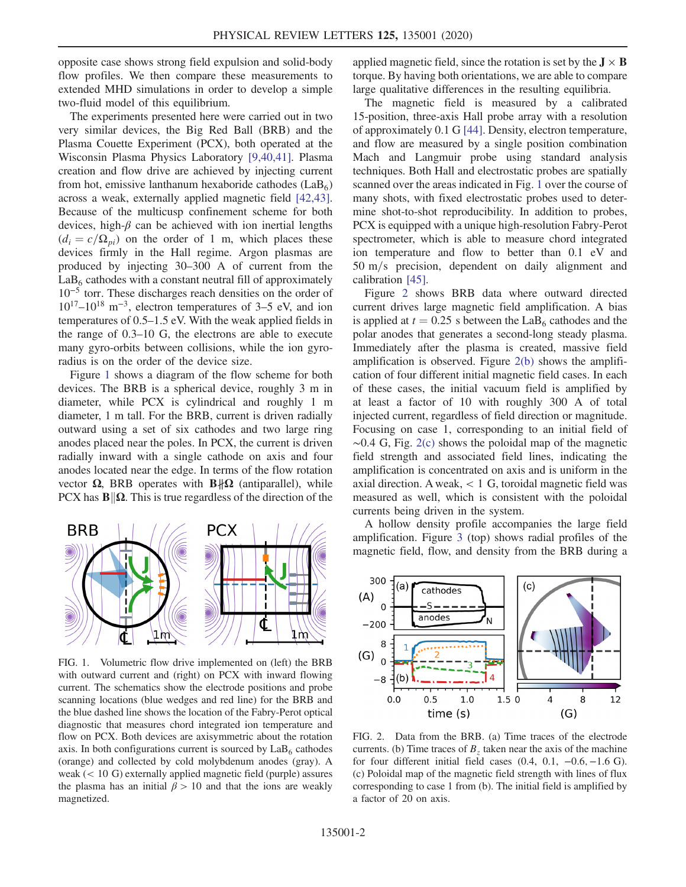opposite case shows strong field expulsion and solid-body flow profiles. We then compare these measurements to extended MHD simulations in order to develop a simple two-fluid model of this equilibrium.

The experiments presented here were carried out in two very similar devices, the Big Red Ball (BRB) and the Plasma Couette Experiment (PCX), both operated at the Wisconsin Plasma Physics Laboratory [9,40,41]. Plasma creation and flow drive are achieved by injecting current from hot, emissive lanthanum hexaboride cathodes ($LaB_6$) across a weak, externally applied magnetic field [42,43]. Because of the multicusp confinement scheme for both devices, high-$\beta$ can be achieved with ion inertial lengths ($d_i = c/\Omega_{pi}$) on the order of 1 m, which places these devices firmly in the Hall regime. Argon plasmas are produced by injecting 30–300 A of current from the $LaB_6$ cathodes with a constant neutral fill of approximately $10^{-5}$ torr. These discharges reach densities on the order of $10^{17}$–$10^{18}$ $\mathrm{m}^{-3}$, electron temperatures of 3–5 eV, and ion temperatures of 0.5–1.5 eV. With the weak applied fields in the range of 0.3–10 G, the electrons are able to execute many gyro-orbits between collisions, while the ion gyroradius is on the order of the device size.

Figure 1 shows a diagram of the flow scheme for both devices. The BRB is a spherical device, roughly 3 m in diameter, while PCX is cylindrical and roughly 1 m diameter, 1 m tall. For the BRB, current is driven radially outward using a set of six cathodes and two large ring anodes placed near the poles. In PCX, the current is driven radially inward with a single cathode on axis and four anodes located near the edge. In terms of the flow rotation vector $\mathbf{\Omega}$, BRB operates with $\mathbf{B} \nparallel \mathbf{\Omega}$ (antiparallel), while PCX has $\mathbf{B} \| \mathbf{\Omega}$. This is true regardless of the direction of the applied magnetic field, since the rotation is set by the $\mathbf{J} \times \mathbf{B}$ torque. By having both orientations, we are able to compare large qualitative differences in the resulting equilibria.

FIG. 1. Volumetric flow drive implemented on (left) the BRB with outward current and (right) on PCX with inward flowing current. The schematics show the electrode positions and probe scanning locations (blue wedges and red line) for the BRB and the blue dashed line shows the location of the Fabry-Perot optical diagnostic that measures chord integrated ion temperature and flow on PCX. Both devices are axisymmetric about the rotation axis. In both configurations current is sourced by $LaB_6$ cathodes (orange) and collected by cold molybdenum anodes (gray). A weak ($< 10$ G) externally applied magnetic field (purple) assures the plasma has an initial $\beta > 10$ and that the ions are weakly magnetized.

The magnetic field is measured by a calibrated 15-position, three-axis Hall probe array with a resolution of approximately 0.1 G [44]. Density, electron temperature, and flow are measured by a single position combination Mach and Langmuir probe using standard analysis techniques. Both Hall and electrostatic probes are spatially scanned over the areas indicated in Fig. 1 over the course of many shots, with fixed electrostatic probes used to determine shot-to-shot reproducibility. In addition to probes, PCX is equipped with a unique high-resolution Fabry-Perot spectrometer, which is able to measure chord integrated ion temperature and flow to better than 0.1 eV and 50 m/s precision, dependent on daily alignment and calibration [45].

Figure 2 shows BRB data where outward directed current drives large magnetic field amplification. A bias is applied at $t = 0.25$ s between the $LaB_6$ cathodes and the polar anodes that generates a second-long steady plasma. Immediately after the plasma is created, massive field amplification is observed. Figure 2(b) shows the amplification of four different initial magnetic field cases. In each of these cases, the initial vacuum field is amplified by at least a factor of 10 with roughly 300 A of total injected current, regardless of field direction or magnitude. Focusing on case 1, corresponding to an initial field of $\sim$0.4 G, Fig. 2(c) shows the poloidal map of the magnetic field strength and associated field lines, indicating the amplification is concentrated on axis and is uniform in the axial direction. A weak, $< 1$ G, toroidal magnetic field was measured as well, which is consistent with the poloidal currents being driven in the system.

A hollow density profile accompanies the large field amplification. Figure 3 (top) shows radial profiles of the magnetic field, flow, and density from the BRB during a

FIG. 2. Data from the BRB. (a) Time traces of the electrode currents. (b) Time traces of $B_z$ taken near the axis of the machine for four different initial field cases (0.4, 0.1, $-0.6$, $-1.6$ G). (c) Poloidal map of the magnetic field strength with lines of flux corresponding to case 1 from (b). The initial field is amplified by a factor of 20 on axis.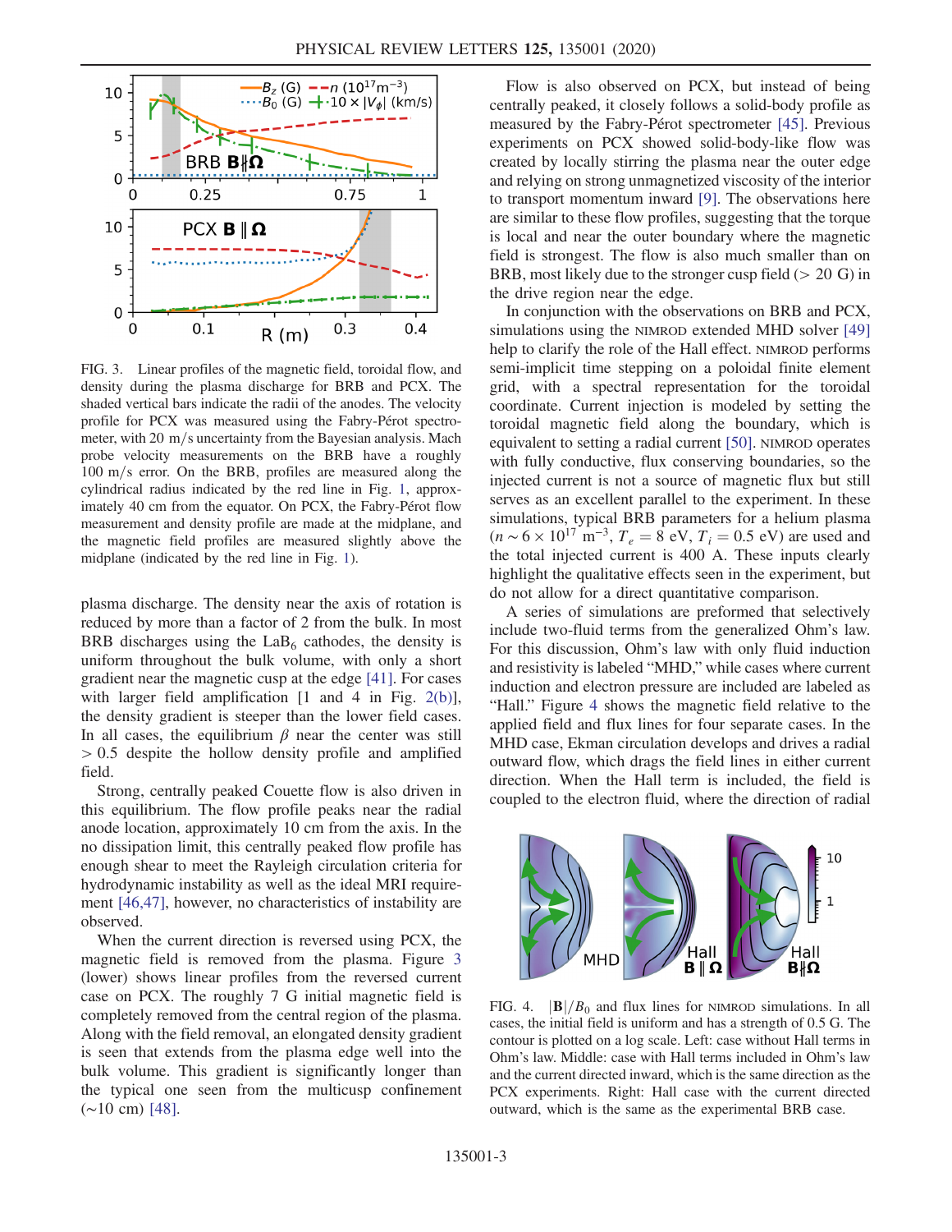FIG. 3. Linear profiles of the magnetic field, toroidal flow, and density during the plasma discharge for BRB and PCX. The shaded vertical bars indicate the radii of the anodes. The velocity profile for PCX was measured using the Fabry-Pérot spectrometer, with 20 m/s uncertainty from the Bayesian analysis. Mach probe velocity measurements on the BRB have a roughly 100 m/s error. On the BRB, profiles are measured along the cylindrical radius indicated by the red line in Fig. 1, approximately 40 cm from the equator. On PCX, the Fabry-Pérot flow measurement and density profile are made at the midplane, and the magnetic field profiles are measured slightly above the midplane (indicated by the red line in Fig. 1).

plasma discharge. The density near the axis of rotation is reduced by more than a factor of 2 from the bulk. In most BRB discharges using the $LaB_6$ cathodes, the density is uniform throughout the bulk volume, with only a short gradient near the magnetic cusp at the edge [41]. For cases with larger field amplification [1 and 4 in Fig. 2(b)], the density gradient is steeper than the lower field cases. In all cases, the equilibrium $\beta$ near the center was still $> 0.5$ despite the hollow density profile and amplified field.

Strong, centrally peaked Couette flow is also driven in this equilibrium. The flow profile peaks near the radial anode location, approximately 10 cm from the axis. In the no dissipation limit, this centrally peaked flow profile has enough shear to meet the Rayleigh circulation criteria for hydrodynamic instability as well as the ideal MRI requirement [46,47], however, no characteristics of instability are observed.

When the current direction is reversed using PCX, the magnetic field is removed from the plasma. Figure 3 (lower) shows linear profiles from the reversed current case on PCX. The roughly 7 G initial magnetic field is completely removed from the central region of the plasma. Along with the field removal, an elongated density gradient is seen that extends from the plasma edge well into the bulk volume. This gradient is significantly longer than the typical one seen from the multicusp confinement (~10 cm) [48].

Flow is also observed on PCX, but instead of being centrally peaked, it closely follows a solid-body profile as measured by the Fabry-Pérot spectrometer [45]. Previous experiments on PCX showed solid-body-like flow was created by locally stirring the plasma near the outer edge and relying on strong unmagnetized viscosity of the interior to transport momentum inward [9]. The observations here are similar to these flow profiles, suggesting that the torque is local and near the outer boundary where the magnetic field is strongest. The flow is also much smaller than on BRB, most likely due to the stronger cusp field (> 20 G) in the drive region near the edge.

In conjunction with the observations on BRB and PCX, simulations using the NIMROD extended MHD solver [49] help to clarify the role of the Hall effect. NIMROD performs semi-implicit time stepping on a poloidal finite element grid, with a spectral representation for the toroidal coordinate. Current injection is modeled by setting the toroidal magnetic field along the boundary, which is equivalent to setting a radial current [50]. NIMROD operates with fully conductive, flux conserving boundaries, so the injected current is not a source of magnetic flux but still serves as an excellent parallel to the experiment. In these simulations, typical BRB parameters for a helium plasma ($n \sim 6 \times 10^{17}$ m$^{-3}$, $T_e = 8$ eV, $T_i = 0.5$ eV) are used and the total injected current is 400 A. These inputs clearly highlight the qualitative effects seen in the experiment, but do not allow for a direct quantitative comparison.

A series of simulations are preformed that selectively include two-fluid terms from the generalized Ohm's law. For this discussion, Ohm's law with only fluid induction and resistivity is labeled "MHD," while cases where current induction and electron pressure are included are labeled as "Hall." Figure 4 shows the magnetic field relative to the applied field and flux lines for four separate cases. In the MHD case, Ekman circulation develops and drives a radial outward flow, which drags the field lines in either current direction. When the Hall term is included, the field is coupled to the electron fluid, where the direction of radial

FIG. 4. $|\mathbf{B}|/B_0$ and flux lines for NIMROD simulations. In all cases, the initial field is uniform and has a strength of 0.5 G. The contour is plotted on a log scale. Left: case without Hall terms in Ohm's law. Middle: case with Hall terms included in Ohm's law and the current directed inward, which is the same direction as the PCX experiments. Right: Hall case with the current directed outward, which is the same as the experimental BRB case.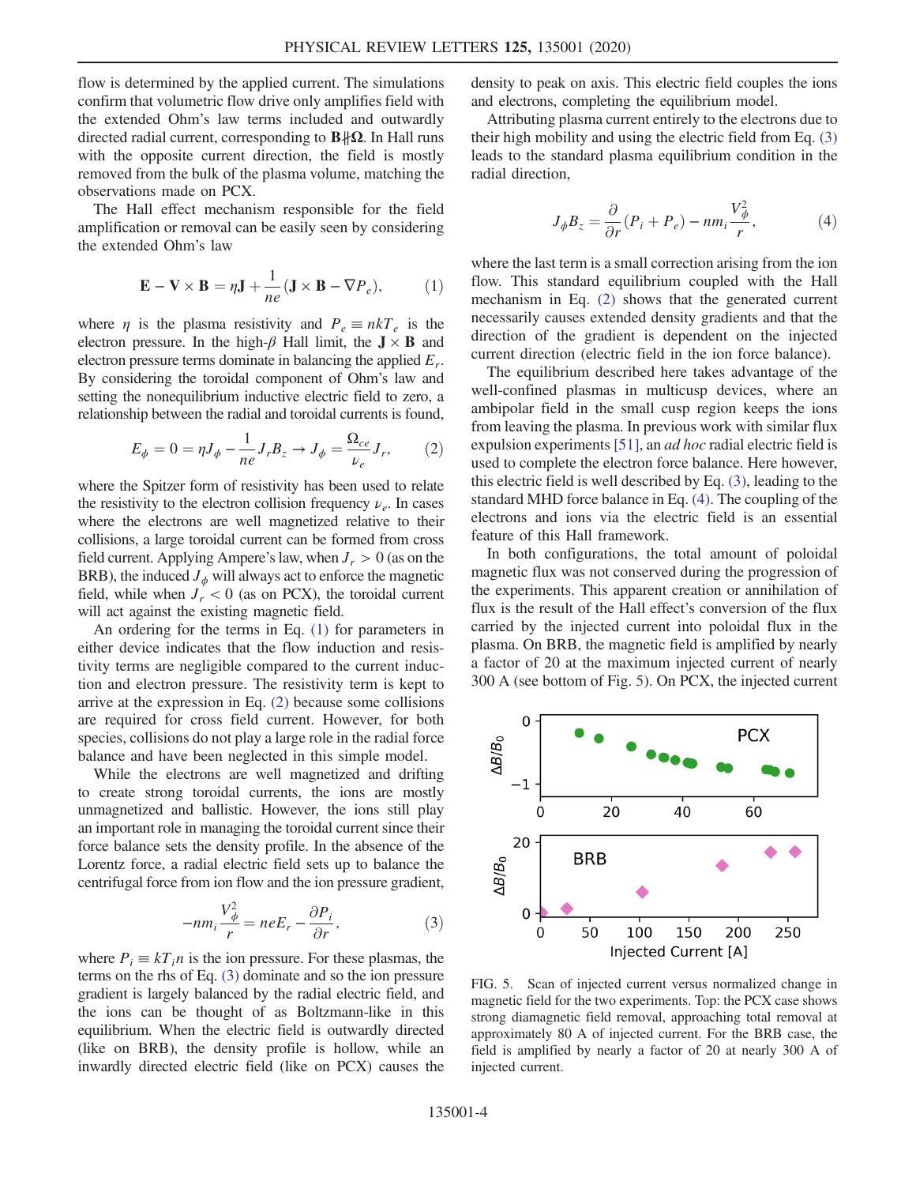flow is determined by the applied current. The simulations confirm that volumetric flow drive only amplifies field with the extended Ohm's law terms included and outwardly directed radial current, corresponding to $\mathbf{B}\nparallel\mathbf{\Omega}$. In Hall runs with the opposite current direction, the field is mostly removed from the bulk of the plasma volume, matching the observations made on PCX.

The Hall effect mechanism responsible for the field amplification or removal can be easily seen by considering the extended Ohm's law

$$\mathbf{E} - \mathbf{V} \times \mathbf{B} = \eta \mathbf{J} + \frac{1}{ne}(\mathbf{J} \times \mathbf{B} - \nabla P_e), \tag{1}$$

where $\eta$ is the plasma resistivity and $P_e \equiv nkT_e$ is the electron pressure. In the high-$\beta$ Hall limit, the $\mathbf{J} \times \mathbf{B}$ and electron pressure terms dominate in balancing the applied $E_r$. By considering the toroidal component of Ohm's law and setting the nonequilibrium inductive electric field to zero, a relationship between the radial and toroidal currents is found,

$$E_\phi = 0 = \eta J_\phi - \frac{1}{ne} J_r B_z \rightarrow J_\phi = \frac{\Omega_{ce}}{\nu_e} J_r, \tag{2}$$

where the Spitzer form of resistivity has been used to relate the resistivity to the electron collision frequency $\nu_e$. In cases where the electrons are well magnetized relative to their collisions, a large toroidal current can be formed from cross field current. Applying Ampere's law, when $J_r > 0$ (as on the BRB), the induced $J_\phi$ will always act to enforce the magnetic field, while when $J_r < 0$ (as on PCX), the toroidal current will act against the existing magnetic field.

An ordering for the terms in Eq. (1) for parameters in either device indicates that the flow induction and resistivity terms are negligible compared to the current induction and electron pressure. The resistivity term is kept to arrive at the expression in Eq. (2) because some collisions are required for cross field current. However, for both species, collisions do not play a large role in the radial force balance and have been neglected in this simple model.

While the electrons are well magnetized and drifting to create strong toroidal currents, the ions are mostly unmagnetized and ballistic. However, the ions still play an important role in managing the toroidal current since their force balance sets the density profile. In the absence of the Lorentz force, a radial electric field sets up to balance the centrifugal force from ion flow and the ion pressure gradient,

$$-nm_i \frac{V_\phi^2}{r} = neE_r - \frac{\partial P_i}{\partial r}, \tag{3}$$

where $P_i \equiv kT_i n$ is the ion pressure. For these plasmas, the terms on the rhs of Eq. (3) dominate and so the ion pressure gradient is largely balanced by the radial electric field, and the ions can be thought of as Boltzmann-like in this equilibrium. When the electric field is outwardly directed (like on BRB), the density profile is hollow, while an inwardly directed electric field (like on PCX) causes the density to peak on axis. This electric field couples the ions and electrons, completing the equilibrium model.

Attributing plasma current entirely to the electrons due to their high mobility and using the electric field from Eq. (3) leads to the standard plasma equilibrium condition in the radial direction,

$$J_\phi B_z = \frac{\partial}{\partial r}(P_i + P_e) - nm_i \frac{V_\phi^2}{r}, \tag{4}$$

where the last term is a small correction arising from the ion flow. This standard equilibrium coupled with the Hall mechanism in Eq. (2) shows that the generated current necessarily causes extended density gradients and that the direction of the gradient is dependent on the injected current direction (electric field in the ion force balance).

The equilibrium described here takes advantage of the well-confined plasmas in multicusp devices, where an ambipolar field in the small cusp region keeps the ions from leaving the plasma. In previous work with similar flux expulsion experiments [51], an *ad hoc* radial electric field is used to complete the electron force balance. Here however, this electric field is well described by Eq. (3), leading to the standard MHD force balance in Eq. (4). The coupling of the electrons and ions via the electric field is an essential feature of this Hall framework.

In both configurations, the total amount of poloidal magnetic flux was not conserved during the progression of the experiments. This apparent creation or annihilation of flux is the result of the Hall effect's conversion of the flux carried by the injected current into poloidal flux in the plasma. On BRB, the magnetic field is amplified by nearly a factor of 20 at the maximum injected current of nearly 300 A (see bottom of Fig. 5). On PCX, the injected current

FIG. 5. Scan of injected current versus normalized change in magnetic field for the two experiments. Top: the PCX case shows strong diamagnetic field removal, approaching total removal at approximately 80 A of injected current. For the BRB case, the field is amplified by nearly a factor of 20 at nearly 300 A of injected current.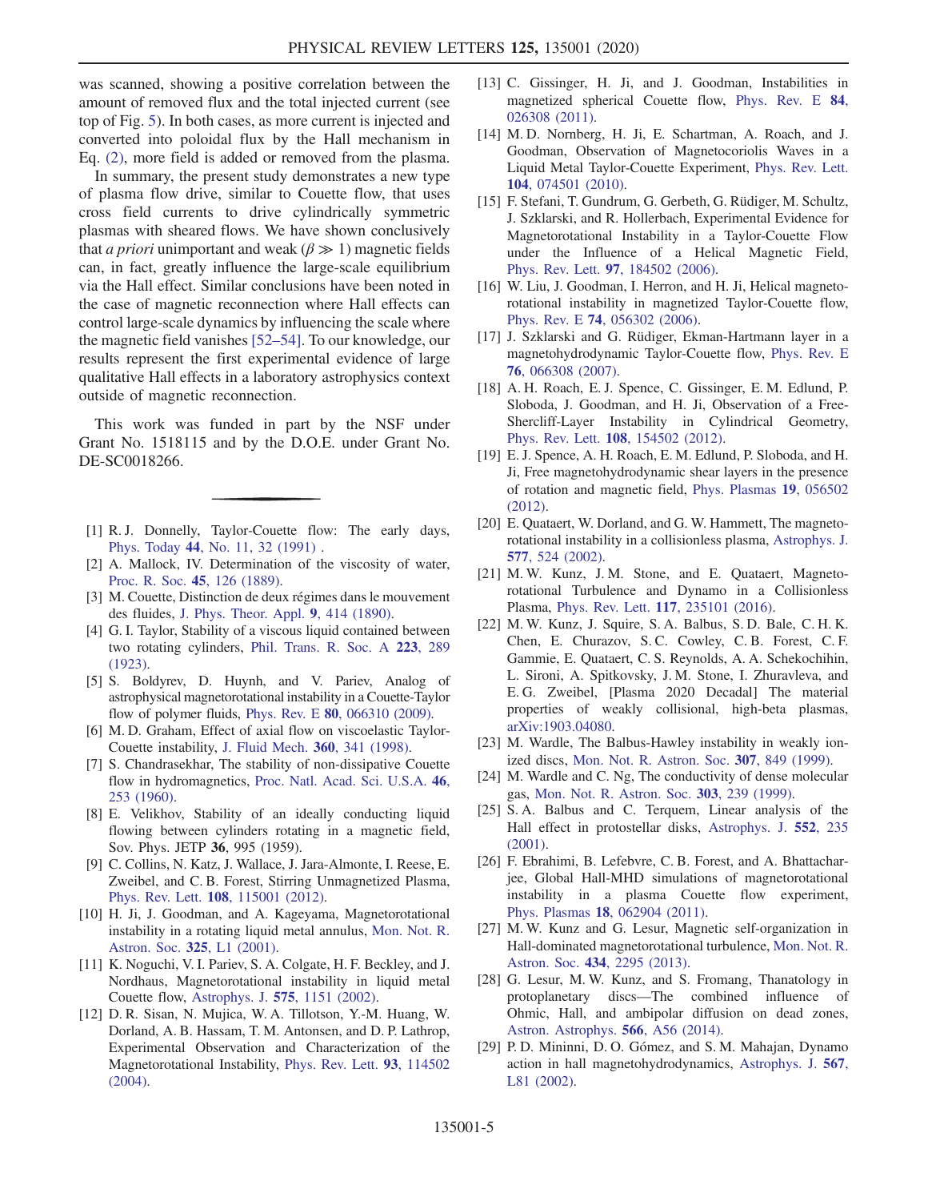was scanned, showing a positive correlation between the amount of removed flux and the total injected current (see top of Fig. 5). In both cases, as more current is injected and converted into poloidal flux by the Hall mechanism in Eq. (2), more field is added or removed from the plasma.

In summary, the present study demonstrates a new type of plasma flow drive, similar to Couette flow, that uses cross field currents to drive cylindrically symmetric plasmas with sheared flows. We have shown conclusively that *a priori* unimportant and weak ($\beta \gg 1$) magnetic fields can, in fact, greatly influence the large-scale equilibrium via the Hall effect. Similar conclusions have been noted in the case of magnetic reconnection where Hall effects can control large-scale dynamics by influencing the scale where the magnetic field vanishes [52–54]. To our knowledge, our results represent the first experimental evidence of large qualitative Hall effects in a laboratory astrophysics context outside of magnetic reconnection.

This work was funded in part by the NSF under Grant No. 1518115 and by the D.O.E. under Grant No. DE-SC0018266.

---

[1] R. J. Donnelly, Taylor-Couette flow: The early days, Phys. Today **44**, No. 11, 32 (1991).

[2] A. Mallock, IV. Determination of the viscosity of water, Proc. R. Soc. **45**, 126 (1889).

[3] M. Couette, Distinction de deux régimes dans le mouvement des fluides, J. Phys. Theor. Appl. **9**, 414 (1890).

[4] G. I. Taylor, Stability of a viscous liquid contained between two rotating cylinders, Phil. Trans. R. Soc. A **223**, 289 (1923).

[5] S. Boldyrev, D. Huynh, and V. Pariev, Analog of astrophysical magnetorotational instability in a Couette-Taylor flow of polymer fluids, Phys. Rev. E **80**, 066310 (2009).

[6] M. D. Graham, Effect of axial flow on viscoelastic Taylor-Couette instability, J. Fluid Mech. **360**, 341 (1998).

[7] S. Chandrasekhar, The stability of non-dissipative Couette flow in hydromagnetics, Proc. Natl. Acad. Sci. U.S.A. **46**, 253 (1960).

[8] E. Velikhov, Stability of an ideally conducting liquid flowing between cylinders rotating in a magnetic field, Sov. Phys. JETP **36**, 995 (1959).

[9] C. Collins, N. Katz, J. Wallace, J. Jara-Almonte, I. Reese, E. Zweibel, and C. B. Forest, Stirring Unmagnetized Plasma, Phys. Rev. Lett. **108**, 115001 (2012).

[10] H. Ji, J. Goodman, and A. Kageyama, Magnetorotational instability in a rotating liquid metal annulus, Mon. Not. R. Astron. Soc. **325**, L1 (2001).

[11] K. Noguchi, V. I. Pariev, S. A. Colgate, H. F. Beckley, and J. Nordhaus, Magnetorotational instability in liquid metal Couette flow, Astrophys. J. **575**, 1151 (2002).

[12] D. R. Sisan, N. Mujica, W. A. Tillotson, Y.-M. Huang, W. Dorland, A. B. Hassam, T. M. Antonsen, and D. P. Lathrop, Experimental Observation and Characterization of the Magnetorotational Instability, Phys. Rev. Lett. **93**, 114502 (2004).

[13] C. Gissinger, H. Ji, and J. Goodman, Instabilities in magnetized spherical Couette flow, Phys. Rev. E **84**, 026308 (2011).

[14] M. D. Nornberg, H. Ji, E. Schartman, A. Roach, and J. Goodman, Observation of Magnetocoriolis Waves in a Liquid Metal Taylor-Couette Experiment, Phys. Rev. Lett. **104**, 074501 (2010).

[15] F. Stefani, T. Gundrum, G. Gerbeth, G. Rüdiger, M. Schultz, J. Szklarski, and R. Hollerbach, Experimental Evidence for Magnetorotational Instability in a Taylor-Couette Flow under the Influence of a Helical Magnetic Field, Phys. Rev. Lett. **97**, 184502 (2006).

[16] W. Liu, J. Goodman, I. Herron, and H. Ji, Helical magnetorotational instability in magnetized Taylor-Couette flow, Phys. Rev. E **74**, 056302 (2006).

[17] J. Szklarski and G. Rüdiger, Ekman-Hartmann layer in a magnetohydrodynamic Taylor-Couette flow, Phys. Rev. E **76**, 066308 (2007).

[18] A. H. Roach, E. J. Spence, C. Gissinger, E. M. Edlund, P. Sloboda, J. Goodman, and H. Ji, Observation of a Free-Shercliff-Layer Instability in Cylindrical Geometry, Phys. Rev. Lett. **108**, 154502 (2012).

[19] E. J. Spence, A. H. Roach, E. M. Edlund, P. Sloboda, and H. Ji, Free magnetohydrodynamic shear layers in the presence of rotation and magnetic field, Phys. Plasmas **19**, 056502 (2012).

[20] E. Quataert, W. Dorland, and G. W. Hammett, The magnetorotational instability in a collisionless plasma, Astrophys. J. **577**, 524 (2002).

[21] M. W. Kunz, J. M. Stone, and E. Quataert, Magnetorotational Turbulence and Dynamo in a Collisionless Plasma, Phys. Rev. Lett. **117**, 235101 (2016).

[22] M. W. Kunz, J. Squire, S. A. Balbus, S. D. Bale, C. H. K. Chen, E. Churazov, S. C. Cowley, C. B. Forest, C. F. Gammie, E. Quataert, C. S. Reynolds, A. A. Schekochihin, L. Sironi, A. Spitkovsky, J. M. Stone, I. Zhuravleva, and E. G. Zweibel, [Plasma 2020 Decadal] The material properties of weakly collisional, high-beta plasmas, arXiv:1903.04080.

[23] M. Wardle, The Balbus-Hawley instability in weakly ionized discs, Mon. Not. R. Astron. Soc. **307**, 849 (1999).

[24] M. Wardle and C. Ng, The conductivity of dense molecular gas, Mon. Not. R. Astron. Soc. **303**, 239 (1999).

[25] S. A. Balbus and C. Terquem, Linear analysis of the Hall effect in protostellar disks, Astrophys. J. **552**, 235 (2001).

[26] F. Ebrahimi, B. Lefebvre, C. B. Forest, and A. Bhattacharjee, Global Hall-MHD simulations of magnetorotational instability in a plasma Couette flow experiment, Phys. Plasmas **18**, 062904 (2011).

[27] M. W. Kunz and G. Lesur, Magnetic self-organization in Hall-dominated magnetorotational turbulence, Mon. Not. R. Astron. Soc. **434**, 2295 (2013).

[28] G. Lesur, M. W. Kunz, and S. Fromang, Thanatology in protoplanetary discs—The combined influence of Ohmic, Hall, and ambipolar diffusion on dead zones, Astron. Astrophys. **566**, A56 (2014).

[29] P. D. Mininni, D. O. Gómez, and S. M. Mahajan, Dynamo action in hall magnetohydrodynamics, Astrophys. J. **567**, L81 (2002).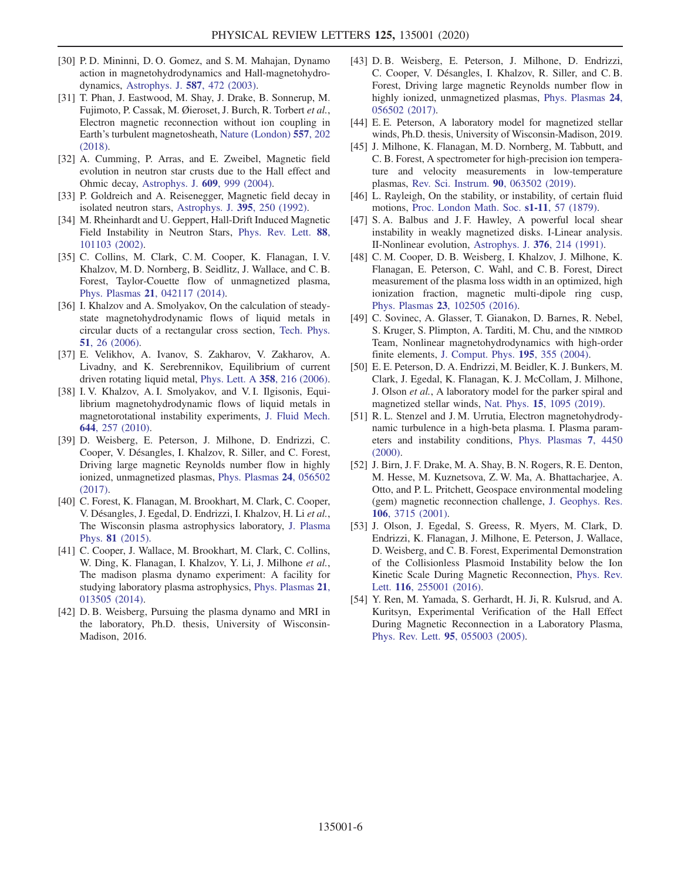[30] P. D. Mininni, D. O. Gomez, and S. M. Mahajan, Dynamo action in magnetohydrodynamics and Hall-magnetohydrodynamics, Astrophys. J. **587**, 472 (2003).

[31] T. Phan, J. Eastwood, M. Shay, J. Drake, B. Sonnerup, M. Fujimoto, P. Cassak, M. Øieroset, J. Burch, R. Torbert *et al.*, Electron magnetic reconnection without ion coupling in Earth's turbulent magnetosheath, Nature (London) **557**, 202 (2018).

[32] A. Cumming, P. Arras, and E. Zweibel, Magnetic field evolution in neutron star crusts due to the Hall effect and Ohmic decay, Astrophys. J. **609**, 999 (2004).

[33] P. Goldreich and A. Reisenegger, Magnetic field decay in isolated neutron stars, Astrophys. J. **395**, 250 (1992).

[34] M. Rheinhardt and U. Geppert, Hall-Drift Induced Magnetic Field Instability in Neutron Stars, Phys. Rev. Lett. **88**, 101103 (2002).

[35] C. Collins, M. Clark, C. M. Cooper, K. Flanagan, I. V. Khalzov, M. D. Nornberg, B. Seidlitz, J. Wallace, and C. B. Forest, Taylor-Couette flow of unmagnetized plasma, Phys. Plasmas **21**, 042117 (2014).

[36] I. Khalzov and A. Smolyakov, On the calculation of steady-state magnetohydrodynamic flows of liquid metals in circular ducts of a rectangular cross section, Tech. Phys. **51**, 26 (2006).

[37] E. Velikhov, A. Ivanov, S. Zakharov, V. Zakharov, A. Livadny, and K. Serebrennikov, Equilibrium of current driven rotating liquid metal, Phys. Lett. A **358**, 216 (2006).

[38] I. V. Khalzov, A. I. Smolyakov, and V. I. Ilgisonis, Equilibrium magnetohydrodynamic flows of liquid metals in magnetorotational instability experiments, J. Fluid Mech. **644**, 257 (2010).

[39] D. Weisberg, E. Peterson, J. Milhone, D. Endrizzi, C. Cooper, V. Désangles, I. Khalzov, R. Siller, and C. Forest, Driving large magnetic Reynolds number flow in highly ionized, unmagnetized plasmas, Phys. Plasmas **24**, 056502 (2017).

[40] C. Forest, K. Flanagan, M. Brookhart, M. Clark, C. Cooper, V. Désangles, J. Egedal, D. Endrizzi, I. Khalzov, H. Li *et al.*, The Wisconsin plasma astrophysics laboratory, J. Plasma Phys. **81** (2015).

[41] C. Cooper, J. Wallace, M. Brookhart, M. Clark, C. Collins, W. Ding, K. Flanagan, I. Khalzov, Y. Li, J. Milhone *et al.*, The madison plasma dynamo experiment: A facility for studying laboratory plasma astrophysics, Phys. Plasmas **21**, 013505 (2014).

[42] D. B. Weisberg, Pursuing the plasma dynamo and MRI in the laboratory, Ph.D. thesis, University of Wisconsin-Madison, 2016.

[43] D. B. Weisberg, E. Peterson, J. Milhone, D. Endrizzi, C. Cooper, V. Désangles, I. Khalzov, R. Siller, and C. B. Forest, Driving large magnetic Reynolds number flow in highly ionized, unmagnetized plasmas, Phys. Plasmas **24**, 056502 (2017).

[44] E. E. Peterson, A laboratory model for magnetized stellar winds, Ph.D. thesis, University of Wisconsin-Madison, 2019.

[45] J. Milhone, K. Flanagan, M. D. Nornberg, M. Tabbutt, and C. B. Forest, A spectrometer for high-precision ion temperature and velocity measurements in low-temperature plasmas, Rev. Sci. Instrum. **90**, 063502 (2019).

[46] L. Rayleigh, On the stability, or instability, of certain fluid motions, Proc. London Math. Soc. **s1-11**, 57 (1879).

[47] S. A. Balbus and J. F. Hawley, A powerful local shear instability in weakly magnetized disks. I-Linear analysis. II-Nonlinear evolution, Astrophys. J. **376**, 214 (1991).

[48] C. M. Cooper, D. B. Weisberg, I. Khalzov, J. Milhone, K. Flanagan, E. Peterson, C. Wahl, and C. B. Forest, Direct measurement of the plasma loss width in an optimized, high ionization fraction, magnetic multi-dipole ring cusp, Phys. Plasmas **23**, 102505 (2016).

[49] C. Sovinec, A. Glasser, T. Gianakon, D. Barnes, R. Nebel, S. Kruger, S. Plimpton, A. Tarditi, M. Chu, and the NIMROD Team, Nonlinear magnetohydrodynamics with high-order finite elements, J. Comput. Phys. **195**, 355 (2004).

[50] E. E. Peterson, D. A. Endrizzi, M. Beidler, K. J. Bunkers, M. Clark, J. Egedal, K. Flanagan, K. J. McCollam, J. Milhone, J. Olson *et al.*, A laboratory model for the parker spiral and magnetized stellar winds, Nat. Phys. **15**, 1095 (2019).

[51] R. L. Stenzel and J. M. Urrutia, Electron magnetohydrodynamic turbulence in a high-beta plasma. I. Plasma parameters and instability conditions, Phys. Plasmas **7**, 4450 (2000).

[52] J. Birn, J. F. Drake, M. A. Shay, B. N. Rogers, R. E. Denton, M. Hesse, M. Kuznetsova, Z. W. Ma, A. Bhattacharjee, A. Otto, and P. L. Pritchett, Geospace environmental modeling (gem) magnetic reconnection challenge, J. Geophys. Res. **106**, 3715 (2001).

[53] J. Olson, J. Egedal, S. Greess, R. Myers, M. Clark, D. Endrizzi, K. Flanagan, J. Milhone, E. Peterson, J. Wallace, D. Weisberg, and C. B. Forest, Experimental Demonstration of the Collisionless Plasmoid Instability below the Ion Kinetic Scale During Magnetic Reconnection, Phys. Rev. Lett. **116**, 255001 (2016).

[54] Y. Ren, M. Yamada, S. Gerhardt, H. Ji, R. Kulsrud, and A. Kuritsyn, Experimental Verification of the Hall Effect During Magnetic Reconnection in a Laboratory Plasma, Phys. Rev. Lett. **95**, 055003 (2005).